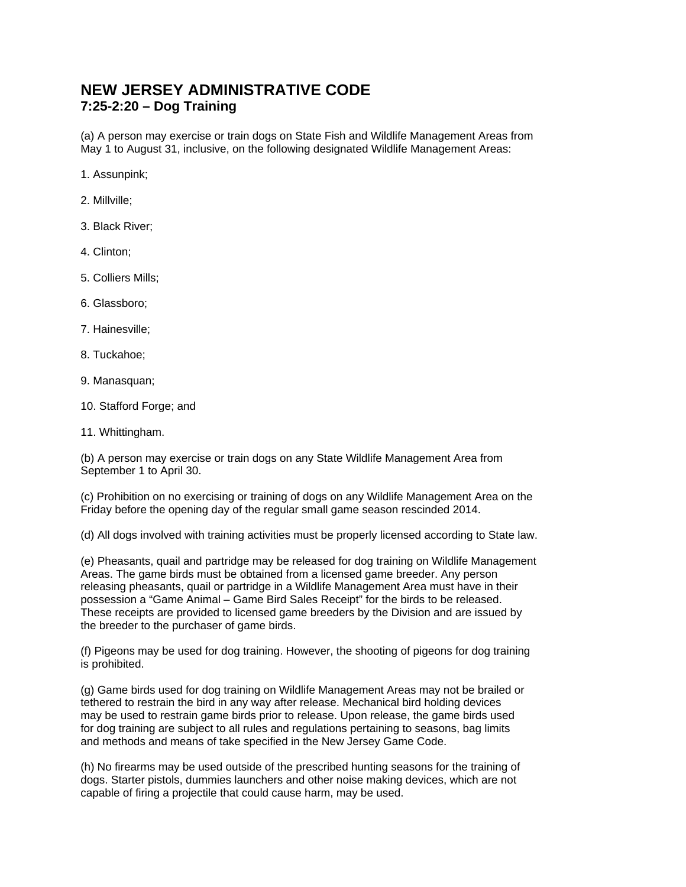# NEW JERSEY ADMINISTRATIVE CODE
## 7:25-2:20 – Dog Training

(a) A person may exercise or train dogs on State Fish and Wildlife Management Areas from May 1 to August 31, inclusive, on the following designated Wildlife Management Areas:

1. Assunpink;

2. Millville;

3. Black River;

4. Clinton;

5. Colliers Mills;

6. Glassboro;

7. Hainesville;

8. Tuckahoe;

9. Manasquan;

10. Stafford Forge; and

11. Whittingham.

(b) A person may exercise or train dogs on any State Wildlife Management Area from September 1 to April 30.

(c) Prohibition on no exercising or training of dogs on any Wildlife Management Area on the Friday before the opening day of the regular small game season rescinded 2014.

(d) All dogs involved with training activities must be properly licensed according to State law.

(e) Pheasants, quail and partridge may be released for dog training on Wildlife Management Areas. The game birds must be obtained from a licensed game breeder. Any person releasing pheasants, quail or partridge in a Wildlife Management Area must have in their possession a "Game Animal – Game Bird Sales Receipt" for the birds to be released. These receipts are provided to licensed game breeders by the Division and are issued by the breeder to the purchaser of game birds.

(f) Pigeons may be used for dog training. However, the shooting of pigeons for dog training is prohibited.

(g) Game birds used for dog training on Wildlife Management Areas may not be brailed or tethered to restrain the bird in any way after release. Mechanical bird holding devices may be used to restrain game birds prior to release. Upon release, the game birds used for dog training are subject to all rules and regulations pertaining to seasons, bag limits and methods and means of take specified in the New Jersey Game Code.

(h) No firearms may be used outside of the prescribed hunting seasons for the training of dogs. Starter pistols, dummies launchers and other noise making devices, which are not capable of firing a projectile that could cause harm, may be used.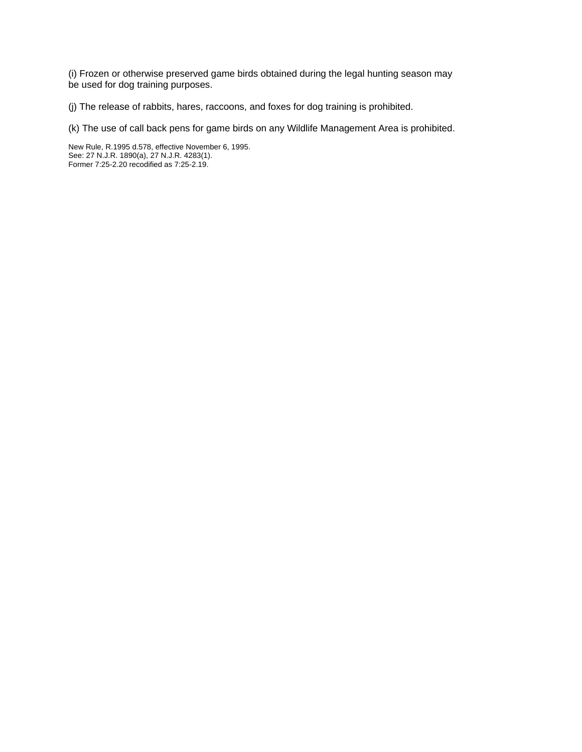(i) Frozen or otherwise preserved game birds obtained during the legal hunting season may be used for dog training purposes.

(j) The release of rabbits, hares, raccoons, and foxes for dog training is prohibited.

(k) The use of call back pens for game birds on any Wildlife Management Area is prohibited.

New Rule, R.1995 d.578, effective November 6, 1995.
See: 27 N.J.R. 1890(a), 27 N.J.R. 4283(1).
Former 7:25-2.20 recodified as 7:25-2.19.